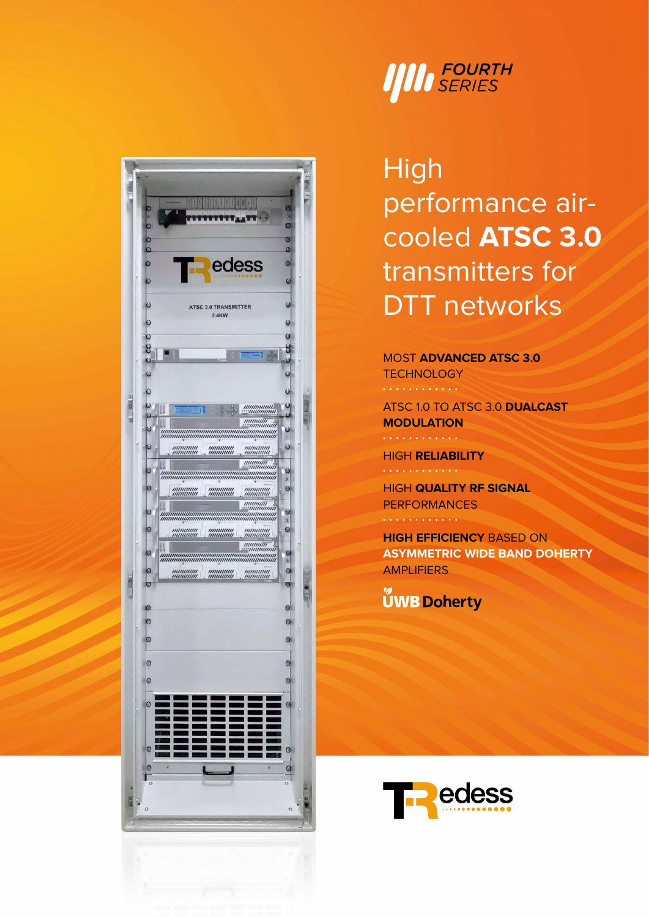FOURTH SERIES

# High performance air-cooled **ATSC 3.0** transmitters for DTT networks

MOST **ADVANCED ATSC 3.0** TECHNOLOGY

ATSC 1.0 TO ATSC 3.0 **DUALCAST MODULATION**

HIGH **RELIABILITY**

HIGH **QUALITY RF SIGNAL** PERFORMANCES

**HIGH EFFICIENCY** BASED ON **ASYMMETRIC WIDE BAND DOHERTY** AMPLIFIERS

UWB Doherty

Tredess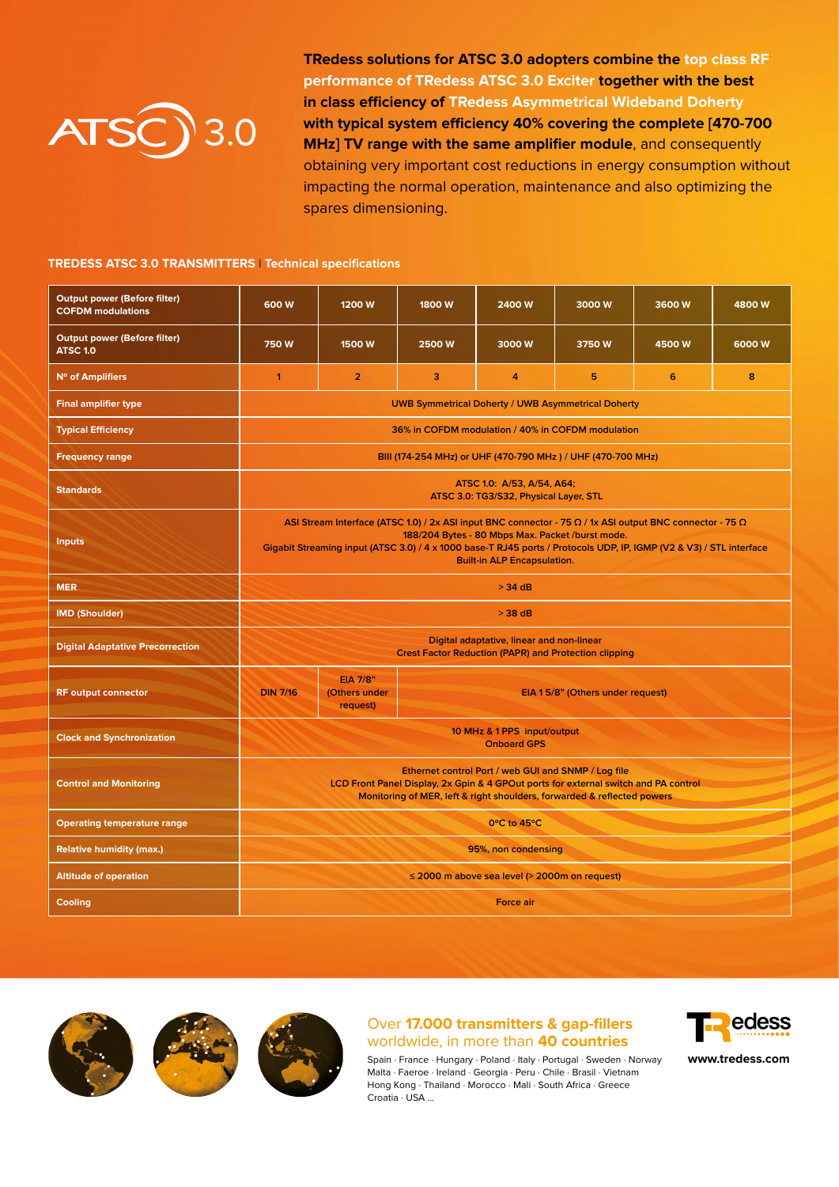**TRedess solutions for ATSC 3.0 adopters combine the top class RF performance of TRedess ATSC 3.0 Exciter together with the best in class efficiency of TRedess Asymmetrical Wideband Doherty with typical system efficiency 40% covering the complete [470-700 MHz] TV range with the same amplifier module**, and consequently obtaining very important cost reductions in energy consumption without impacting the normal operation, maintenance and also optimizing the spares dimensioning.

## TREDESS ATSC 3.0 TRANSMITTERS | Technical specifications

| | | | | | | | |
|---|---|---|---|---|---|---|---|
| **Output power (Before filter) COFDM modulations** | 600 W | 1200 W | 1800 W | 2400 W | 3000 W | 3600 W | 4800 W |
| **Output power (Before filter) ATSC 1.0** | 750 W | 1500 W | 2500 W | 3000 W | 3750 W | 4500 W | 6000 W |
| **Nº of Amplifiers** | 1 | 2 | 3 | 4 | 5 | 6 | 8 |
| **Final amplifier type** | UWB Symmetrical Doherty / UWB Asymmetrical Doherty | | | | | | |
| **Typical Efficiency** | 36% in COFDM modulation / 40% in COFDM modulation | | | | | | |
| **Frequency range** | BIII (174-254 MHz) or UHF (470-790 MHz ) / UHF (470-700 MHz) | | | | | | |
| **Standards** | ATSC 1.0: A/53, A/54, A64; ATSC 3.0: TG3/S32, Physical Layer, STL | | | | | | |
| **Inputs** | ASI Stream Interface (ATSC 1.0) / 2x ASI input BNC connector - 75 Ω / 1x ASI output BNC connector - 75 Ω 188/204 Bytes - 80 Mbps Max. Packet /burst mode. Gigabit Streaming input (ATSC 3.0) / 4 x 1000 base-T RJ45 ports / Protocols UDP, IP, IGMP (V2 & V3) / STL interface Built-in ALP Encapsulation. | | | | | | |
| **MER** | > 34 dB | | | | | | |
| **IMD (Shoulder)** | > 38 dB | | | | | | |
| **Digital Adaptative Precorrection** | Digital adaptative, linear and non-linear Crest Factor Reduction (PAPR) and Protection clipping | | | | | | |
| **RF output connector** | DIN 7/16 | EIA 7/8" (Others under request) | EIA 1 5/8" (Others under request) | | | | |
| **Clock and Synchronization** | 10 MHz & 1 PPS input/output Onboard GPS | | | | | | |
| **Control and Monitoring** | Ethernet control Port / web GUI and SNMP / Log file LCD Front Panel Display, 2x Gpin & 4 GPOut ports for external switch and PA control Monitoring of MER, left & right shoulders, forwarded & reflected powers | | | | | | |
| **Operating temperature range** | 0ºC to 45ºC | | | | | | |
| **Relative humidity (max.)** | 95%, non condensing | | | | | | |
| **Altitude of operation** | ≤ 2000 m above sea level (> 2000m on request) | | | | | | |
| **Cooling** | Force air | | | | | | |

Over **17.000 transmitters & gap-fillers** worldwide, in more than **40 countries**

Spain · France · Hungary · Poland · Italy · Portugal · Sweden · Norway Malta · Faeroe · Ireland · Georgia · Peru · Chile · Brasil · Vietnam Hong Kong · Thailand · Morocco · Mali · South Africa · Greece Croatia · USA ...

TRedess

**www.tredess.com**